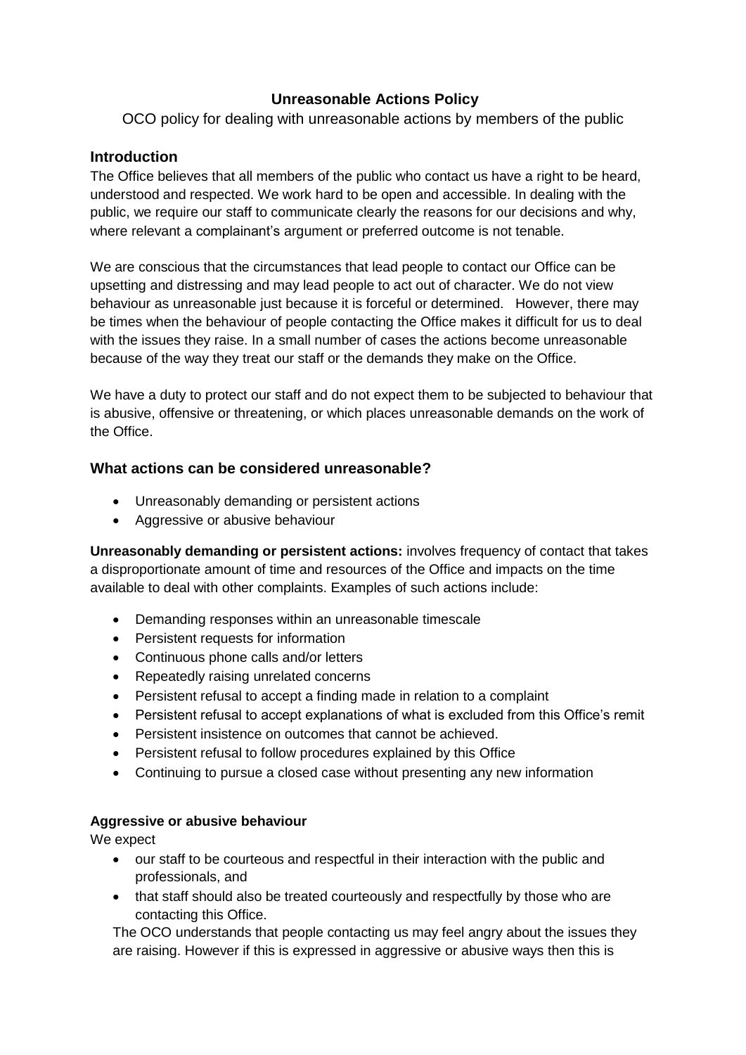# Unreasonable Actions Policy

OCO policy for dealing with unreasonable actions by members of the public

## Introduction

The Office believes that all members of the public who contact us have a right to be heard, understood and respected. We work hard to be open and accessible. In dealing with the public, we require our staff to communicate clearly the reasons for our decisions and why, where relevant a complainant's argument or preferred outcome is not tenable.

We are conscious that the circumstances that lead people to contact our Office can be upsetting and distressing and may lead people to act out of character. We do not view behaviour as unreasonable just because it is forceful or determined. However, there may be times when the behaviour of people contacting the Office makes it difficult for us to deal with the issues they raise. In a small number of cases the actions become unreasonable because of the way they treat our staff or the demands they make on the Office.

We have a duty to protect our staff and do not expect them to be subjected to behaviour that is abusive, offensive or threatening, or which places unreasonable demands on the work of the Office.

## What actions can be considered unreasonable?

- Unreasonably demanding or persistent actions
- Aggressive or abusive behaviour

**Unreasonably demanding or persistent actions:** involves frequency of contact that takes a disproportionate amount of time and resources of the Office and impacts on the time available to deal with other complaints. Examples of such actions include:

- Demanding responses within an unreasonable timescale
- Persistent requests for information
- Continuous phone calls and/or letters
- Repeatedly raising unrelated concerns
- Persistent refusal to accept a finding made in relation to a complaint
- Persistent refusal to accept explanations of what is excluded from this Office's remit
- Persistent insistence on outcomes that cannot be achieved.
- Persistent refusal to follow procedures explained by this Office
- Continuing to pursue a closed case without presenting any new information

**Aggressive or abusive behaviour**

We expect

- our staff to be courteous and respectful in their interaction with the public and professionals, and
- that staff should also be treated courteously and respectfully by those who are contacting this Office.

The OCO understands that people contacting us may feel angry about the issues they are raising. However if this is expressed in aggressive or abusive ways then this is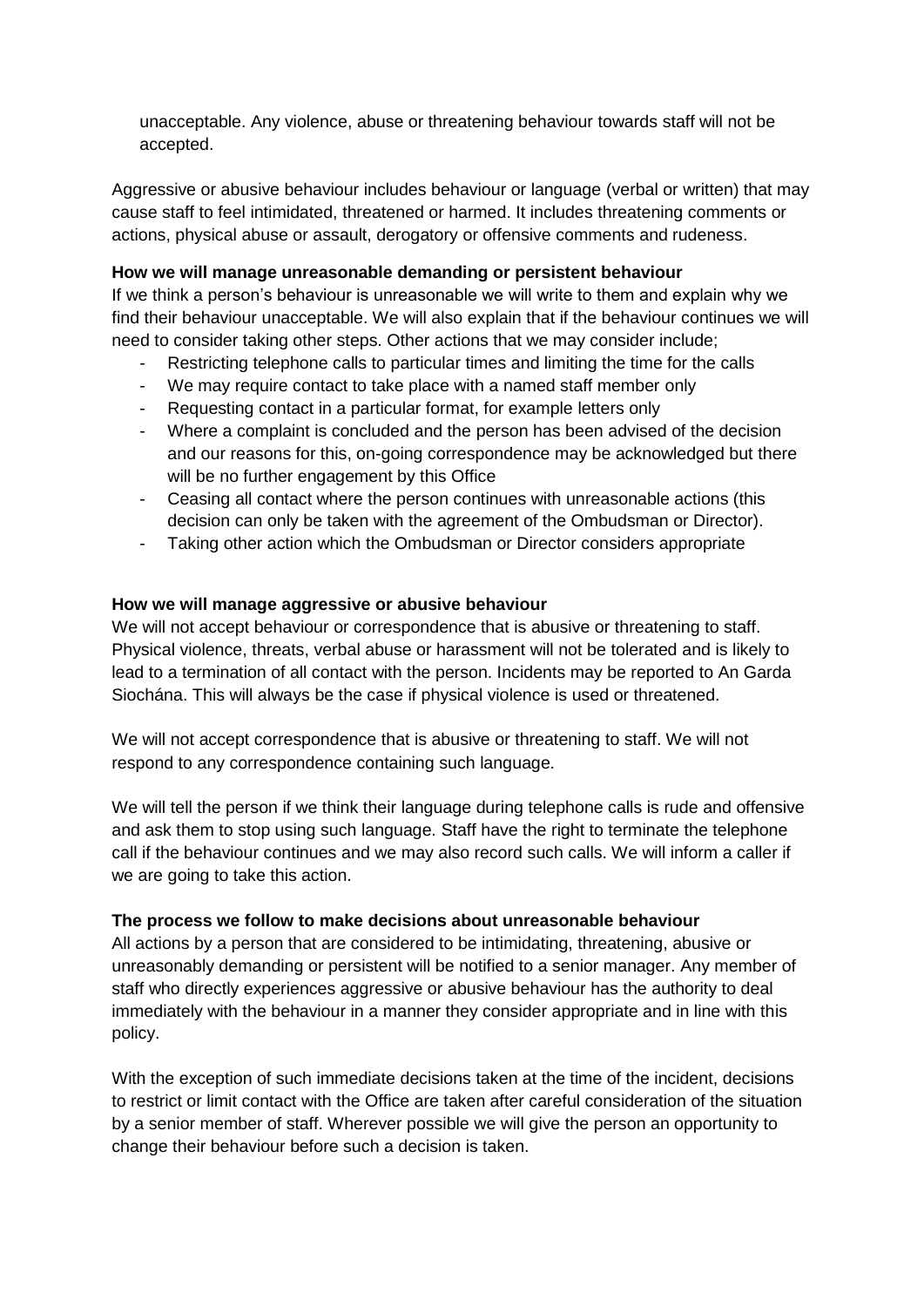unacceptable. Any violence, abuse or threatening behaviour towards staff will not be accepted.

Aggressive or abusive behaviour includes behaviour or language (verbal or written) that may cause staff to feel intimidated, threatened or harmed. It includes threatening comments or actions, physical abuse or assault, derogatory or offensive comments and rudeness.

**How we will manage unreasonable demanding or persistent behaviour**

If we think a person's behaviour is unreasonable we will write to them and explain why we find their behaviour unacceptable. We will also explain that if the behaviour continues we will need to consider taking other steps. Other actions that we may consider include;

- Restricting telephone calls to particular times and limiting the time for the calls
- We may require contact to take place with a named staff member only
- Requesting contact in a particular format, for example letters only
- Where a complaint is concluded and the person has been advised of the decision and our reasons for this, on-going correspondence may be acknowledged but there will be no further engagement by this Office
- Ceasing all contact where the person continues with unreasonable actions (this decision can only be taken with the agreement of the Ombudsman or Director).
- Taking other action which the Ombudsman or Director considers appropriate

**How we will manage aggressive or abusive behaviour**

We will not accept behaviour or correspondence that is abusive or threatening to staff. Physical violence, threats, verbal abuse or harassment will not be tolerated and is likely to lead to a termination of all contact with the person. Incidents may be reported to An Garda Siochána. This will always be the case if physical violence is used or threatened.

We will not accept correspondence that is abusive or threatening to staff. We will not respond to any correspondence containing such language.

We will tell the person if we think their language during telephone calls is rude and offensive and ask them to stop using such language. Staff have the right to terminate the telephone call if the behaviour continues and we may also record such calls. We will inform a caller if we are going to take this action.

**The process we follow to make decisions about unreasonable behaviour**

All actions by a person that are considered to be intimidating, threatening, abusive or unreasonably demanding or persistent will be notified to a senior manager. Any member of staff who directly experiences aggressive or abusive behaviour has the authority to deal immediately with the behaviour in a manner they consider appropriate and in line with this policy.

With the exception of such immediate decisions taken at the time of the incident, decisions to restrict or limit contact with the Office are taken after careful consideration of the situation by a senior member of staff. Wherever possible we will give the person an opportunity to change their behaviour before such a decision is taken.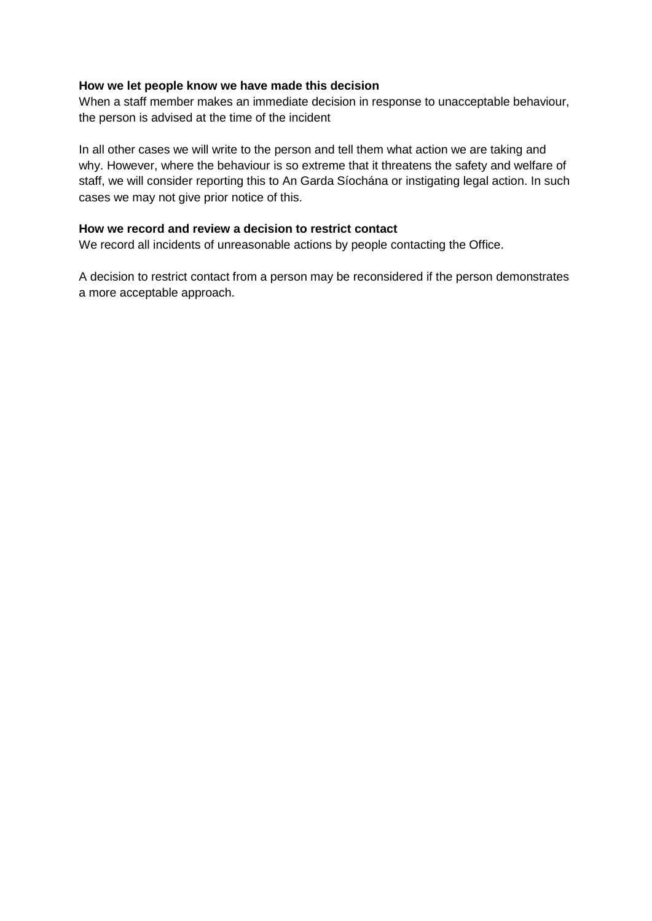**How we let people know we have made this decision**

When a staff member makes an immediate decision in response to unacceptable behaviour, the person is advised at the time of the incident

In all other cases we will write to the person and tell them what action we are taking and why. However, where the behaviour is so extreme that it threatens the safety and welfare of staff, we will consider reporting this to An Garda Síochána or instigating legal action. In such cases we may not give prior notice of this.

**How we record and review a decision to restrict contact**

We record all incidents of unreasonable actions by people contacting the Office.

A decision to restrict contact from a person may be reconsidered if the person demonstrates a more acceptable approach.